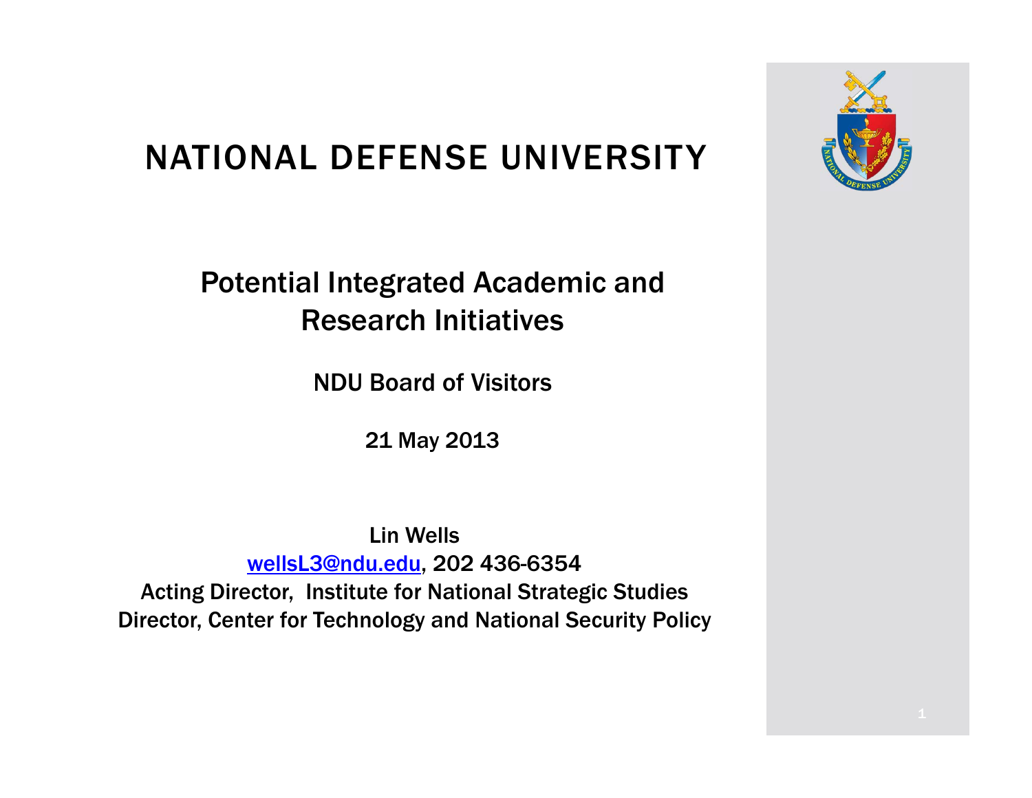# NATIONAL DEFENSE UNIVERSITY

## Potential Integrated Academic and Research Initiatives

NDU Board of Visitors

21 May 2013

Lin Wells
wellsL3@ndu.edu, 202 436-6354
Acting Director, Institute for National Strategic Studies
Director, Center for Technology and National Security Policy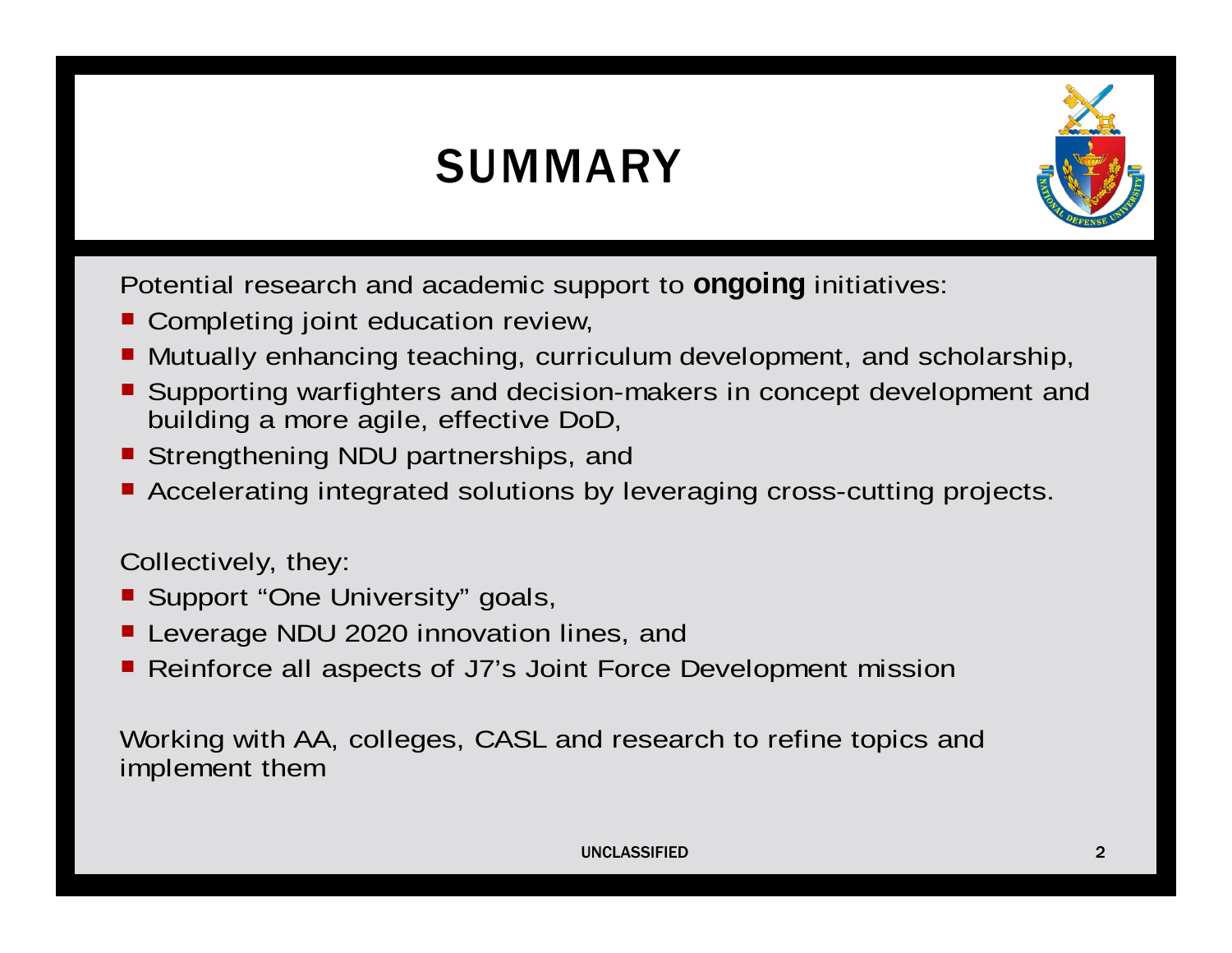# SUMMARY

Potential research and academic support to **ongoing** initiatives:

- Completing joint education review,
- Mutually enhancing teaching, curriculum development, and scholarship,
- Supporting warfighters and decision-makers in concept development and building a more agile, effective DoD,
- Strengthening NDU partnerships, and
- Accelerating integrated solutions by leveraging cross-cutting projects.

Collectively, they:

- Support "One University" goals,
- Leverage NDU 2020 innovation lines, and
- Reinforce all aspects of J7's Joint Force Development mission

Working with AA, colleges, CASL and research to refine topics and implement them

UNCLASSIFIED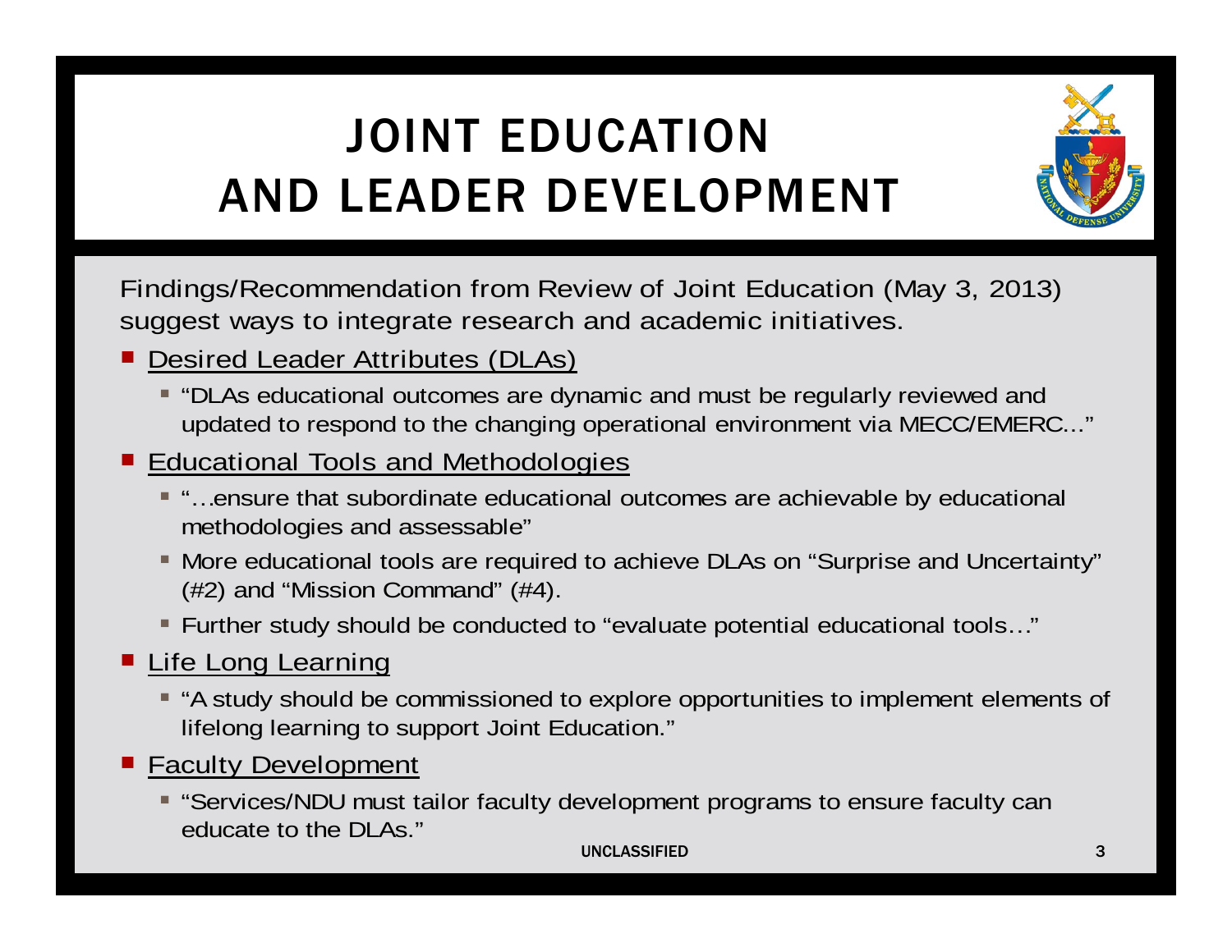# JOINT EDUCATION AND LEADER DEVELOPMENT

Findings/Recommendation from Review of Joint Education (May 3, 2013) suggest ways to integrate research and academic initiatives.

- Desired Leader Attributes (DLAs)
  - "DLAs educational outcomes are dynamic and must be regularly reviewed and updated to respond to the changing operational environment via MECC/EMERC..."
- Educational Tools and Methodologies
  - "…ensure that subordinate educational outcomes are achievable by educational methodologies and assessable"
  - More educational tools are required to achieve DLAs on "Surprise and Uncertainty" (#2) and "Mission Command" (#4).
  - Further study should be conducted to "evaluate potential educational tools…"
- Life Long Learning
  - "A study should be commissioned to explore opportunities to implement elements of lifelong learning to support Joint Education."
- Faculty Development
  - "Services/NDU must tailor faculty development programs to ensure faculty can educate to the DLAs."

UNCLASSIFIED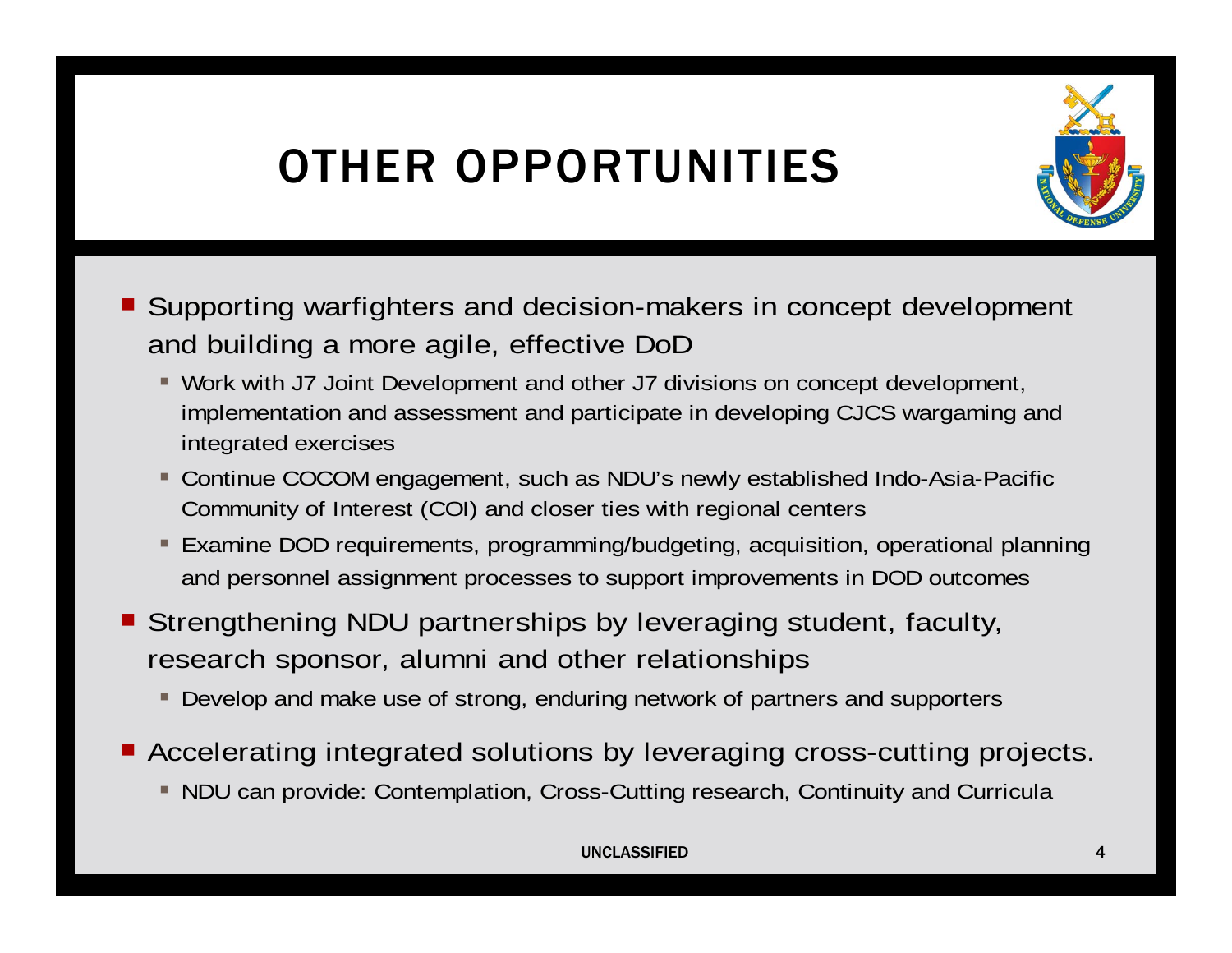# OTHER OPPORTUNITIES

- Supporting warfighters and decision-makers in concept development and building a more agile, effective DoD
  - Work with J7 Joint Development and other J7 divisions on concept development, implementation and assessment and participate in developing CJCS wargaming and integrated exercises
  - Continue COCOM engagement, such as NDU's newly established Indo-Asia-Pacific Community of Interest (COI) and closer ties with regional centers
  - Examine DOD requirements, programming/budgeting, acquisition, operational planning and personnel assignment processes to support improvements in DOD outcomes
- Strengthening NDU partnerships by leveraging student, faculty, research sponsor, alumni and other relationships
  - Develop and make use of strong, enduring network of partners and supporters
- Accelerating integrated solutions by leveraging cross-cutting projects.
  - NDU can provide: Contemplation, Cross-Cutting research, Continuity and Curricula

UNCLASSIFIED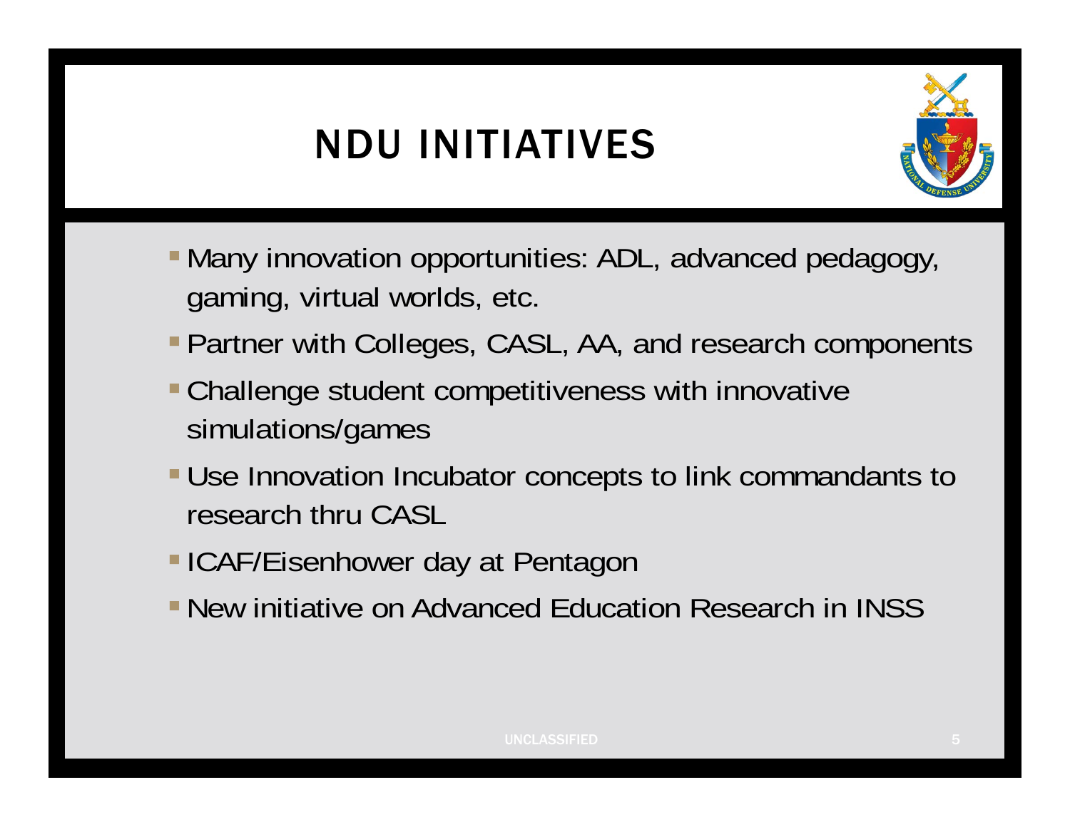# NDU INITIATIVES

- Many innovation opportunities: ADL, advanced pedagogy, gaming, virtual worlds, etc.
- Partner with Colleges, CASL, AA, and research components
- Challenge student competitiveness with innovative simulations/games
- Use Innovation Incubator concepts to link commandants to research thru CASL
- ICAF/Eisenhower day at Pentagon
- New initiative on Advanced Education Research in INSS

UNCLASSIFIED